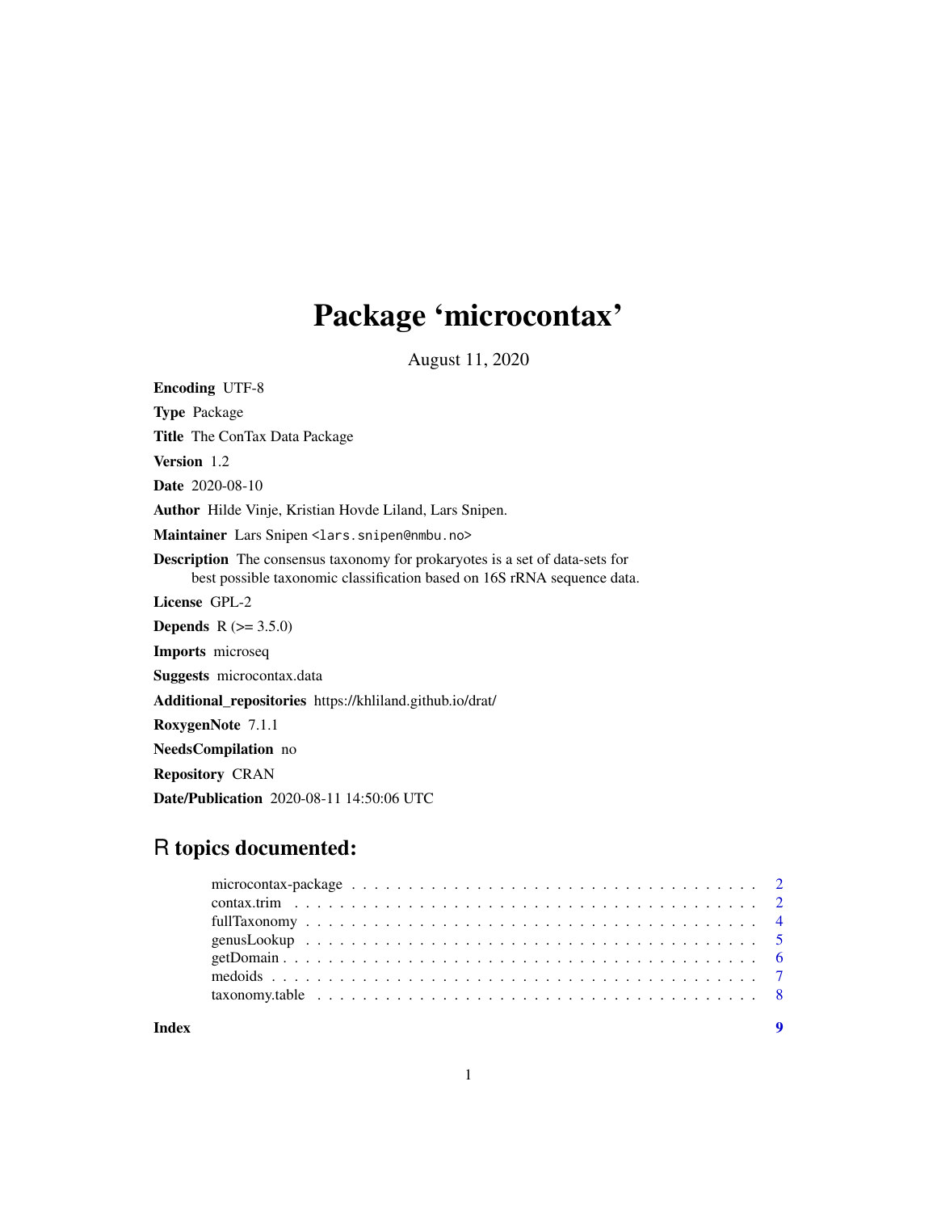# Package 'microcontax'

August 11, 2020

**Encoding** UTF-8

**Type** Package

**Title** The ConTax Data Package

**Version** 1.2

**Date** 2020-08-10

**Author** Hilde Vinje, Kristian Hovde Liland, Lars Snipen.

**Maintainer** Lars Snipen <lars.snipen@nmbu.no>

**Description** The consensus taxonomy for prokaryotes is a set of data-sets for best possible taxonomic classification based on 16S rRNA sequence data.

**License** GPL-2

**Depends** R (>= 3.5.0)

**Imports** microseq

**Suggests** microcontax.data

**Additional_repositories** https://khliland.github.io/drat/

**RoxygenNote** 7.1.1

**NeedsCompilation** no

**Repository** CRAN

**Date/Publication** 2020-08-11 14:50:06 UTC

## R topics documented:

- microcontax-package . . . . . . . . . . 2
- contax.trim . . . . . . . . . . 2
- fullTaxonomy . . . . . . . . . . 4
- genusLookup . . . . . . . . . . 5
- getDomain . . . . . . . . . . 6
- medoids . . . . . . . . . . 7
- taxonomy.table . . . . . . . . . . 8

**Index** 9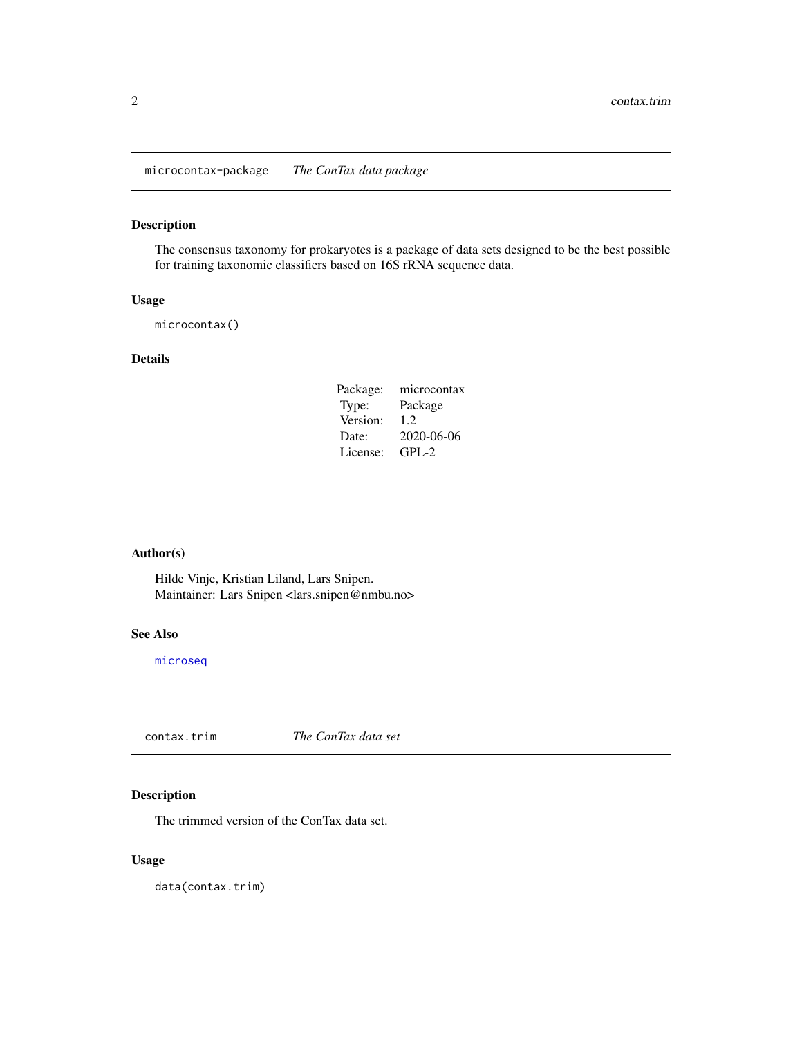## microcontax-package *The ConTax data package*

### Description

The consensus taxonomy for prokaryotes is a package of data sets designed to be the best possible for training taxonomic classifiers based on 16S rRNA sequence data.

### Usage

```
microcontax()
```

### Details

| | |
|---|---|
| Package: | microcontax |
| Type: | Package |
| Version: | 1.2 |
| Date: | 2020-06-06 |
| License: | GPL-2 |

### Author(s)

Hilde Vinje, Kristian Liland, Lars Snipen.
Maintainer: Lars Snipen <lars.snipen@nmbu.no>

### See Also

microseq

## contax.trim *The ConTax data set*

### Description

The trimmed version of the ConTax data set.

### Usage

```
data(contax.trim)
```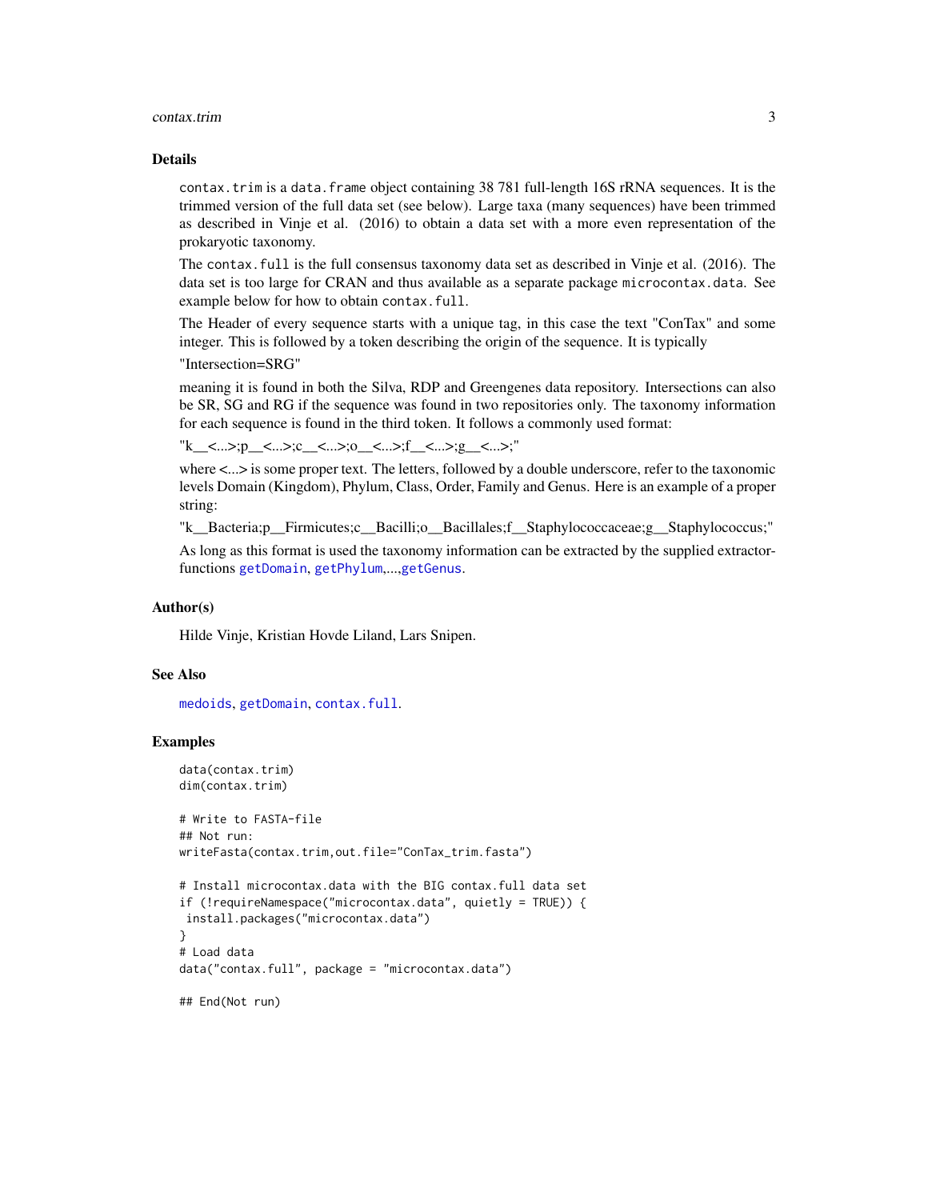## Details

`contax.trim` is a `data.frame` object containing 38 781 full-length 16S rRNA sequences. It is the trimmed version of the full data set (see below). Large taxa (many sequences) have been trimmed as described in Vinje et al. (2016) to obtain a data set with a more even representation of the prokaryotic taxonomy.

The `contax.full` is the full consensus taxonomy data set as described in Vinje et al. (2016). The data set is too large for CRAN and thus available as a separate package `microcontax.data`. See example below for how to obtain `contax.full`.

The Header of every sequence starts with a unique tag, in this case the text "ConTax" and some integer. This is followed by a token describing the origin of the sequence. It is typically

"Intersection=SRG"

meaning it is found in both the Silva, RDP and Greengenes data repository. Intersections can also be SR, SG and RG if the sequence was found in two repositories only. The taxonomy information for each sequence is found in the third token. It follows a commonly used format:

"k__<...>;p__<...>;c__<...>;o__<...>;f__<...>;g__<...>;"

where <...> is some proper text. The letters, followed by a double underscore, refer to the taxonomic levels Domain (Kingdom), Phylum, Class, Order, Family and Genus. Here is an example of a proper string:

"k__Bacteria;p__Firmicutes;c__Bacilli;o__Bacillales;f__Staphylococcaceae;g__Staphylococcus;"

As long as this format is used the taxonomy information can be extracted by the supplied extractor-functions `getDomain`, `getPhylum`,...,`getGenus`.

## Author(s)

Hilde Vinje, Kristian Hovde Liland, Lars Snipen.

## See Also

`medoids`, `getDomain`, `contax.full`.

## Examples

```
data(contax.trim)
dim(contax.trim)

# Write to FASTA-file
## Not run:
writeFasta(contax.trim,out.file="ConTax_trim.fasta")

# Install microcontax.data with the BIG contax.full data set
if (!requireNamespace("microcontax.data", quietly = TRUE)) {
 install.packages("microcontax.data")
}
# Load data
data("contax.full", package = "microcontax.data")

## End(Not run)
```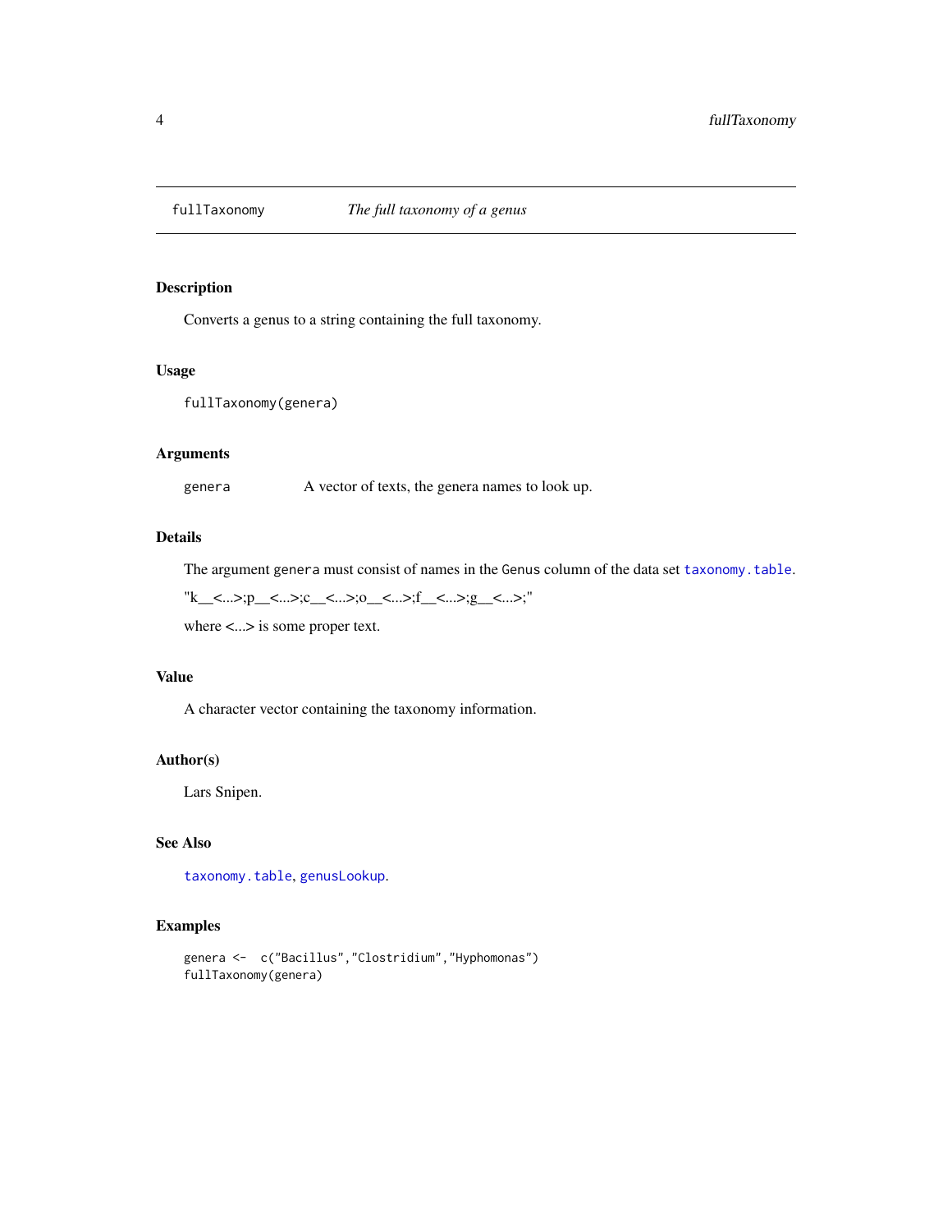# fullTaxonomy *The full taxonomy of a genus*

## Description

Converts a genus to a string containing the full taxonomy.

## Usage

```
fullTaxonomy(genera)
```

## Arguments

| | |
|---|---|
| `genera` | A vector of texts, the genera names to look up. |

## Details

The argument `genera` must consist of names in the `Genus` column of the data set `taxonomy.table`.

"k__<...>;p__<...>;c__<...>;o__<...>;f__<...>;g__<...>;"

where <...> is some proper text.

## Value

A character vector containing the taxonomy information.

## Author(s)

Lars Snipen.

## See Also

`taxonomy.table`, `genusLookup`.

## Examples

```
genera <-  c("Bacillus","Clostridium","Hyphomonas")
fullTaxonomy(genera)
```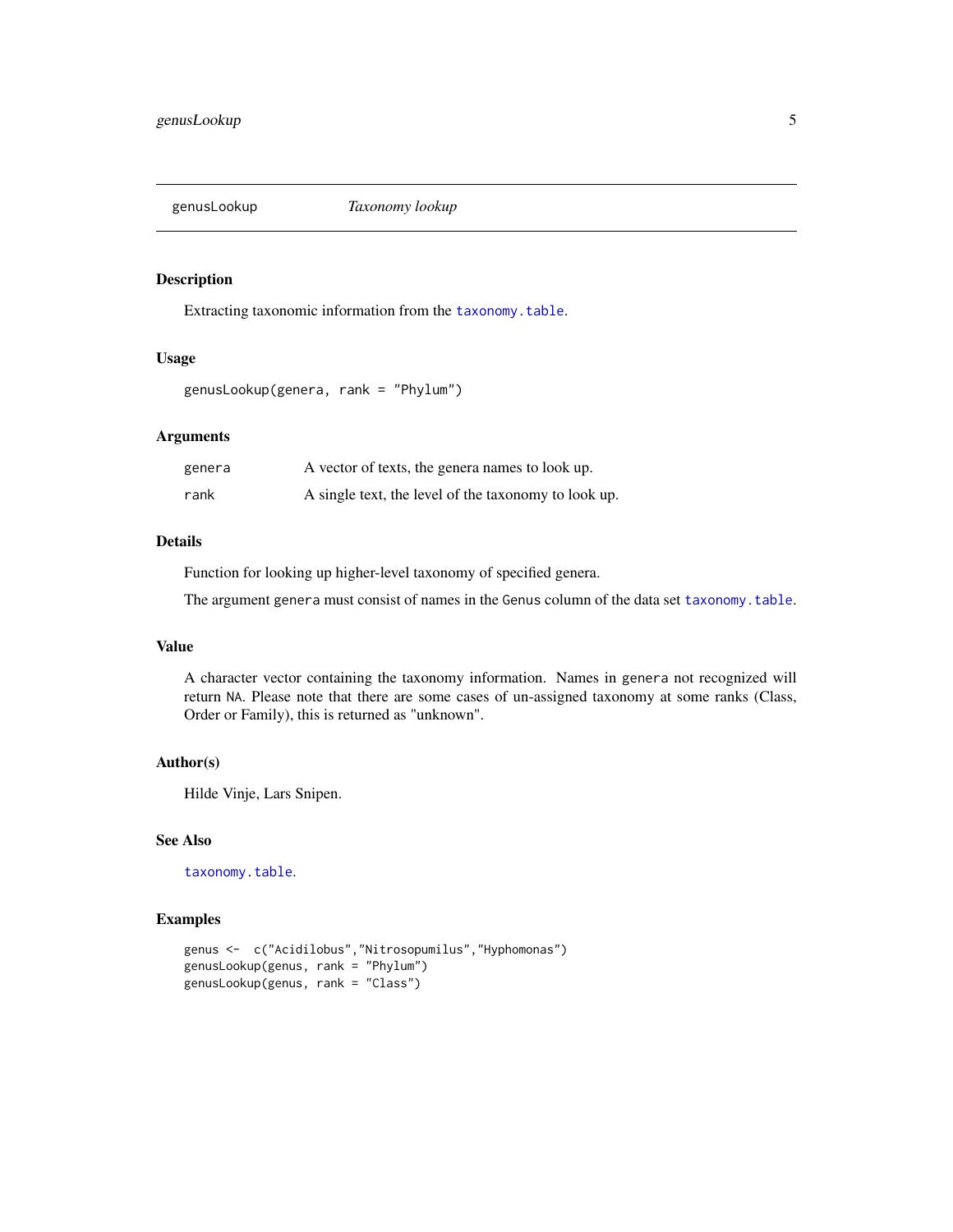## genusLookup — *Taxonomy lookup*

### Description

Extracting taxonomic information from the `taxonomy.table`.

### Usage

```
genusLookup(genera, rank = "Phylum")
```

### Arguments

| | |
|---|---|
| `genera` | A vector of texts, the genera names to look up. |
| `rank` | A single text, the level of the taxonomy to look up. |

### Details

Function for looking up higher-level taxonomy of specified genera.

The argument `genera` must consist of names in the `Genus` column of the data set `taxonomy.table`.

### Value

A character vector containing the taxonomy information. Names in `genera` not recognized will return `NA`. Please note that there are some cases of un-assigned taxonomy at some ranks (Class, Order or Family), this is returned as "unknown".

### Author(s)

Hilde Vinje, Lars Snipen.

### See Also

`taxonomy.table`.

### Examples

```
genus <-  c("Acidilobus","Nitrosopumilus","Hyphomonas")
genusLookup(genus, rank = "Phylum")
genusLookup(genus, rank = "Class")
```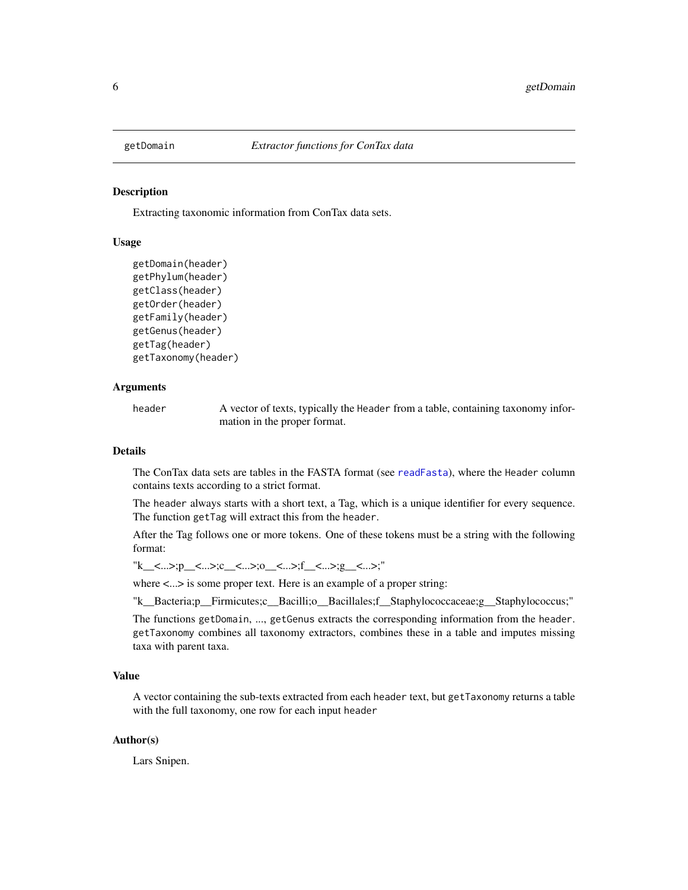`getDomain` *Extractor functions for ConTax data*

## Description

Extracting taxonomic information from ConTax data sets.

## Usage

```
getDomain(header)
getPhylum(header)
getClass(header)
getOrder(header)
getFamily(header)
getGenus(header)
getTag(header)
getTaxonomy(header)
```

## Arguments

| | |
|---|---|
| `header` | A vector of texts, typically the `Header` from a table, containing taxonomy information in the proper format. |

## Details

The ConTax data sets are tables in the FASTA format (see `readFasta`), where the `Header` column contains texts according to a strict format.

The `header` always starts with a short text, a Tag, which is a unique identifier for every sequence. The function `getTag` will extract this from the `header`.

After the Tag follows one or more tokens. One of these tokens must be a string with the following format:

"k__<...>;p__<...>;c__<...>;o__<...>;f__<...>;g__<...>;"

where <...> is some proper text. Here is an example of a proper string:

"k__Bacteria;p__Firmicutes;c__Bacilli;o__Bacillales;f__Staphylococcaceae;g__Staphylococcus;"

The functions `getDomain`, ..., `getGenus` extracts the corresponding information from the `header`. `getTaxonomy` combines all taxonomy extractors, combines these in a table and imputes missing taxa with parent taxa.

## Value

A vector containing the sub-texts extracted from each `header` text, but `getTaxonomy` returns a table with the full taxonomy, one row for each input `header`

## Author(s)

Lars Snipen.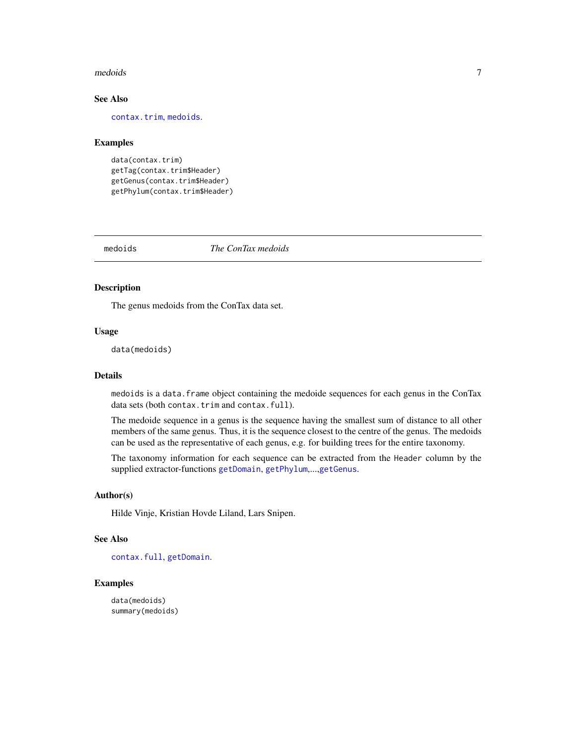### See Also

contax.trim, medoids.

### Examples

```
data(contax.trim)
getTag(contax.trim$Header)
getGenus(contax.trim$Header)
getPhylum(contax.trim$Header)
```

---

## medoids *The ConTax medoids*

---

### Description

The genus medoids from the ConTax data set.

### Usage

```
data(medoids)
```

### Details

medoids is a data.frame object containing the medoide sequences for each genus in the ConTax data sets (both contax.trim and contax.full).

The medoide sequence in a genus is the sequence having the smallest sum of distance to all other members of the same genus. Thus, it is the sequence closest to the centre of the genus. The medoids can be used as the representative of each genus, e.g. for building trees for the entire taxonomy.

The taxonomy information for each sequence can be extracted from the Header column by the supplied extractor-functions getDomain, getPhylum,...,getGenus.

### Author(s)

Hilde Vinje, Kristian Hovde Liland, Lars Snipen.

### See Also

contax.full, getDomain.

### Examples

```
data(medoids)
summary(medoids)
```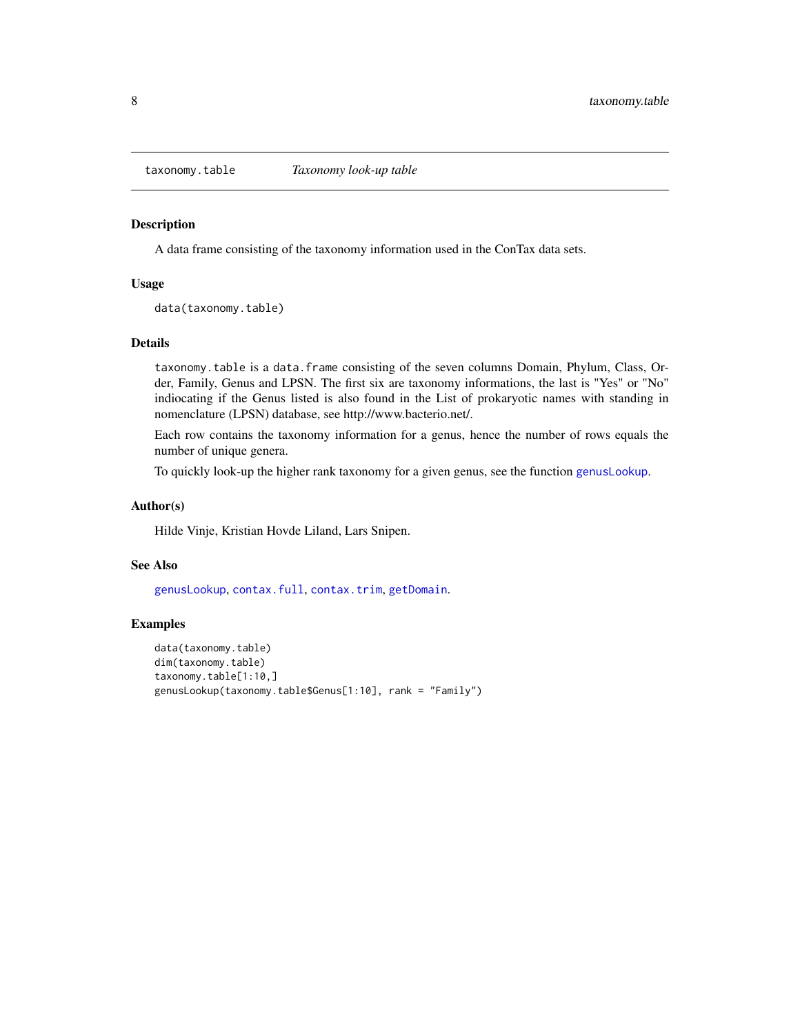## taxonomy.table — *Taxonomy look-up table*

### Description

A data frame consisting of the taxonomy information used in the ConTax data sets.

### Usage

```
data(taxonomy.table)
```

### Details

`taxonomy.table` is a `data.frame` consisting of the seven columns Domain, Phylum, Class, Order, Family, Genus and LPSN. The first six are taxonomy informations, the last is "Yes" or "No" indiocating if the Genus listed is also found in the List of prokaryotic names with standing in nomenclature (LPSN) database, see http://www.bacterio.net/.

Each row contains the taxonomy information for a genus, hence the number of rows equals the number of unique genera.

To quickly look-up the higher rank taxonomy for a given genus, see the function `genusLookup`.

### Author(s)

Hilde Vinje, Kristian Hovde Liland, Lars Snipen.

### See Also

`genusLookup`, `contax.full`, `contax.trim`, `getDomain`.

### Examples

```
data(taxonomy.table)
dim(taxonomy.table)
taxonomy.table[1:10,]
genusLookup(taxonomy.table$Genus[1:10], rank = "Family")
```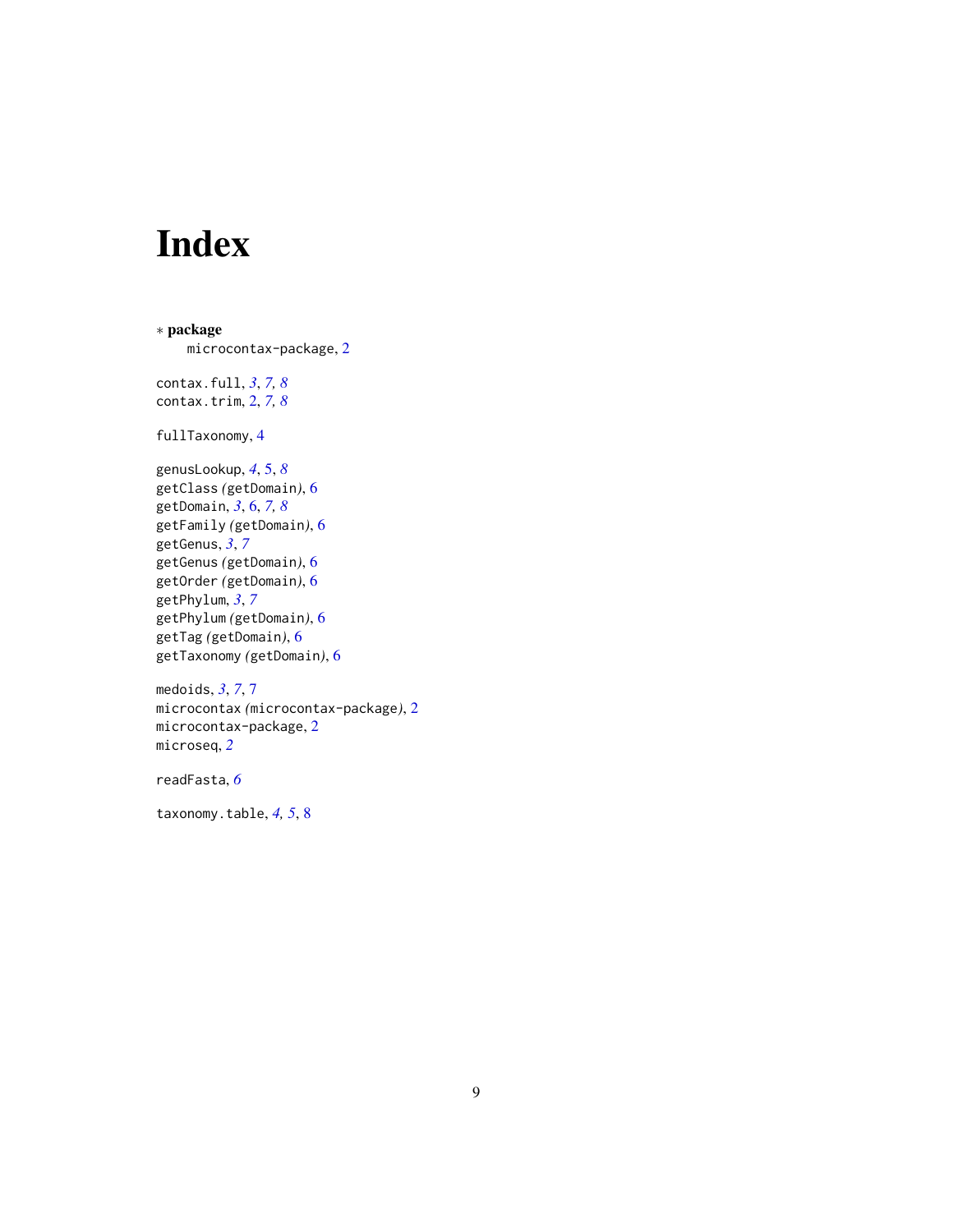# Index

∗ **package**
    `microcontax-package`, 2

`contax.full`, *3*, *7, 8*
`contax.trim`, 2, *7, 8*

`fullTaxonomy`, 4

`genusLookup`, *4*, 5, *8*
`getClass` *(*`getDomain`*)*, 6
`getDomain`, *3*, 6, *7, 8*
`getFamily` *(*`getDomain`*)*, 6
`getGenus`, *3*, *7*
`getGenus` *(*`getDomain`*)*, 6
`getOrder` *(*`getDomain`*)*, 6
`getPhylum`, *3*, *7*
`getPhylum` *(*`getDomain`*)*, 6
`getTag` *(*`getDomain`*)*, 6
`getTaxonomy` *(*`getDomain`*)*, 6

`medoids`, *3*, *7*, 7
`microcontax` *(*`microcontax-package`*)*, 2
`microcontax-package`, 2
`microseq`, *2*

`readFasta`, *6*

`taxonomy.table`, *4, 5*, 8